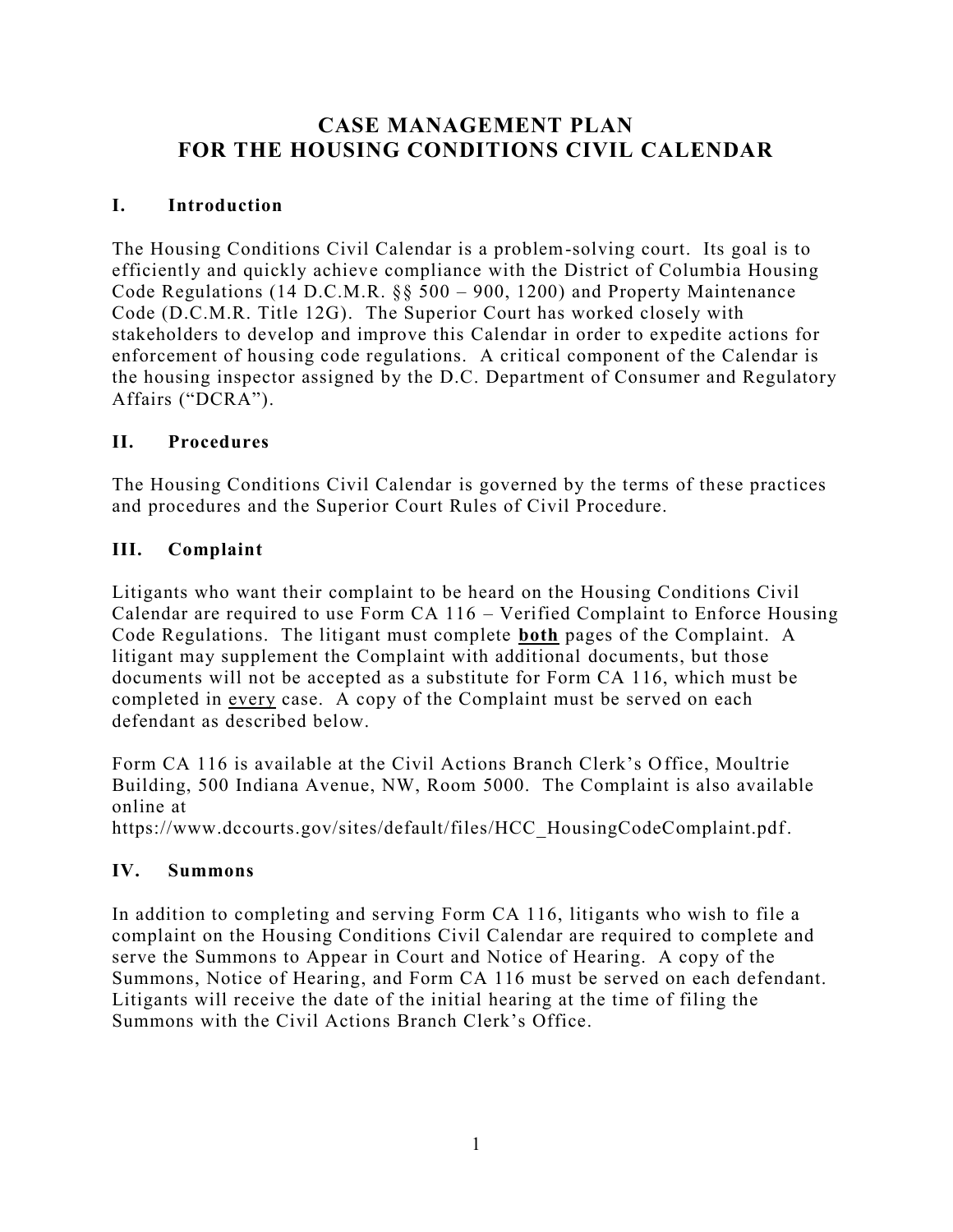# CASE MANAGEMENT PLAN FOR THE HOUSING CONDITIONS CIVIL CALENDAR

## I. Introduction

The Housing Conditions Civil Calendar is a problem-solving court. Its goal is to efficiently and quickly achieve compliance with the District of Columbia Housing Code Regulations (14 D.C.M.R. §§ 500 – 900, 1200) and Property Maintenance Code (D.C.M.R. Title 12G). The Superior Court has worked closely with stakeholders to develop and improve this Calendar in order to expedite actions for enforcement of housing code regulations. A critical component of the Calendar is the housing inspector assigned by the D.C. Department of Consumer and Regulatory Affairs ("DCRA").

## II. Procedures

The Housing Conditions Civil Calendar is governed by the terms of these practices and procedures and the Superior Court Rules of Civil Procedure.

## III. Complaint

Litigants who want their complaint to be heard on the Housing Conditions Civil Calendar are required to use Form CA 116 – Verified Complaint to Enforce Housing Code Regulations. The litigant must complete <u>**both**</u> pages of the Complaint. A litigant may supplement the Complaint with additional documents, but those documents will not be accepted as a substitute for Form CA 116, which must be completed in <u>every</u> case. A copy of the Complaint must be served on each defendant as described below.

Form CA 116 is available at the Civil Actions Branch Clerk's Office, Moultrie Building, 500 Indiana Avenue, NW, Room 5000. The Complaint is also available online at https://www.dccourts.gov/sites/default/files/HCC_HousingCodeComplaint.pdf.

## IV. Summons

In addition to completing and serving Form CA 116, litigants who wish to file a complaint on the Housing Conditions Civil Calendar are required to complete and serve the Summons to Appear in Court and Notice of Hearing. A copy of the Summons, Notice of Hearing, and Form CA 116 must be served on each defendant. Litigants will receive the date of the initial hearing at the time of filing the Summons with the Civil Actions Branch Clerk's Office.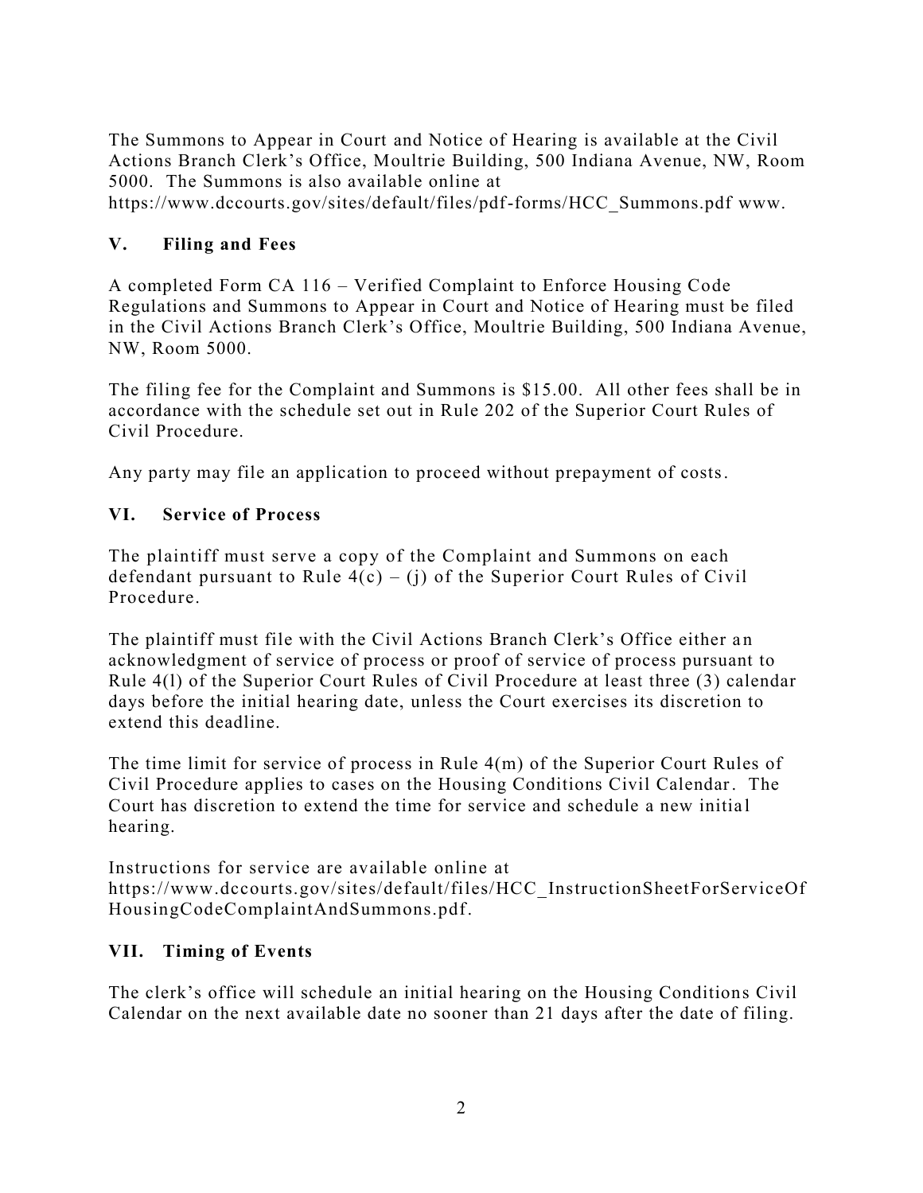The Summons to Appear in Court and Notice of Hearing is available at the Civil Actions Branch Clerk's Office, Moultrie Building, 500 Indiana Avenue, NW, Room 5000. The Summons is also available online at https://www.dccourts.gov/sites/default/files/pdf-forms/HCC_Summons.pdf www.

## V. Filing and Fees

A completed Form CA 116 – Verified Complaint to Enforce Housing Code Regulations and Summons to Appear in Court and Notice of Hearing must be filed in the Civil Actions Branch Clerk's Office, Moultrie Building, 500 Indiana Avenue, NW, Room 5000.

The filing fee for the Complaint and Summons is $15.00. All other fees shall be in accordance with the schedule set out in Rule 202 of the Superior Court Rules of Civil Procedure.

Any party may file an application to proceed without prepayment of costs.

## VI. Service of Process

The plaintiff must serve a copy of the Complaint and Summons on each defendant pursuant to Rule 4(c) – (j) of the Superior Court Rules of Civil Procedure.

The plaintiff must file with the Civil Actions Branch Clerk's Office either an acknowledgment of service of process or proof of service of process pursuant to Rule 4(l) of the Superior Court Rules of Civil Procedure at least three (3) calendar days before the initial hearing date, unless the Court exercises its discretion to extend this deadline.

The time limit for service of process in Rule 4(m) of the Superior Court Rules of Civil Procedure applies to cases on the Housing Conditions Civil Calendar. The Court has discretion to extend the time for service and schedule a new initial hearing.

Instructions for service are available online at https://www.dccourts.gov/sites/default/files/HCC_InstructionSheetForServiceOfHousingCodeComplaintAndSummons.pdf.

## VII. Timing of Events

The clerk's office will schedule an initial hearing on the Housing Conditions Civil Calendar on the next available date no sooner than 21 days after the date of filing.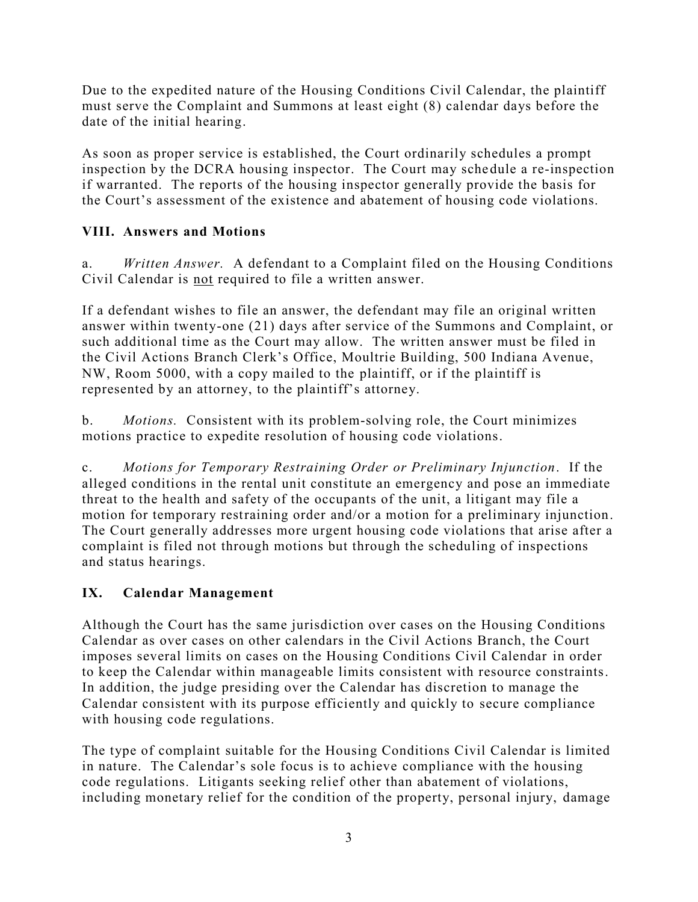Due to the expedited nature of the Housing Conditions Civil Calendar, the plaintiff must serve the Complaint and Summons at least eight (8) calendar days before the date of the initial hearing.

As soon as proper service is established, the Court ordinarily schedules a prompt inspection by the DCRA housing inspector. The Court may schedule a re-inspection if warranted. The reports of the housing inspector generally provide the basis for the Court's assessment of the existence and abatement of housing code violations.

## VIII. Answers and Motions

a. *Written Answer.* A defendant to a Complaint filed on the Housing Conditions Civil Calendar is <u>not</u> required to file a written answer.

If a defendant wishes to file an answer, the defendant may file an original written answer within twenty-one (21) days after service of the Summons and Complaint, or such additional time as the Court may allow. The written answer must be filed in the Civil Actions Branch Clerk's Office, Moultrie Building, 500 Indiana Avenue, NW, Room 5000, with a copy mailed to the plaintiff, or if the plaintiff is represented by an attorney, to the plaintiff's attorney.

b. *Motions.* Consistent with its problem-solving role, the Court minimizes motions practice to expedite resolution of housing code violations.

c. *Motions for Temporary Restraining Order or Preliminary Injunction*. If the alleged conditions in the rental unit constitute an emergency and pose an immediate threat to the health and safety of the occupants of the unit, a litigant may file a motion for temporary restraining order and/or a motion for a preliminary injunction. The Court generally addresses more urgent housing code violations that arise after a complaint is filed not through motions but through the scheduling of inspections and status hearings.

## IX. Calendar Management

Although the Court has the same jurisdiction over cases on the Housing Conditions Calendar as over cases on other calendars in the Civil Actions Branch, the Court imposes several limits on cases on the Housing Conditions Civil Calendar in order to keep the Calendar within manageable limits consistent with resource constraints. In addition, the judge presiding over the Calendar has discretion to manage the Calendar consistent with its purpose efficiently and quickly to secure compliance with housing code regulations.

The type of complaint suitable for the Housing Conditions Civil Calendar is limited in nature. The Calendar's sole focus is to achieve compliance with the housing code regulations. Litigants seeking relief other than abatement of violations, including monetary relief for the condition of the property, personal injury, damage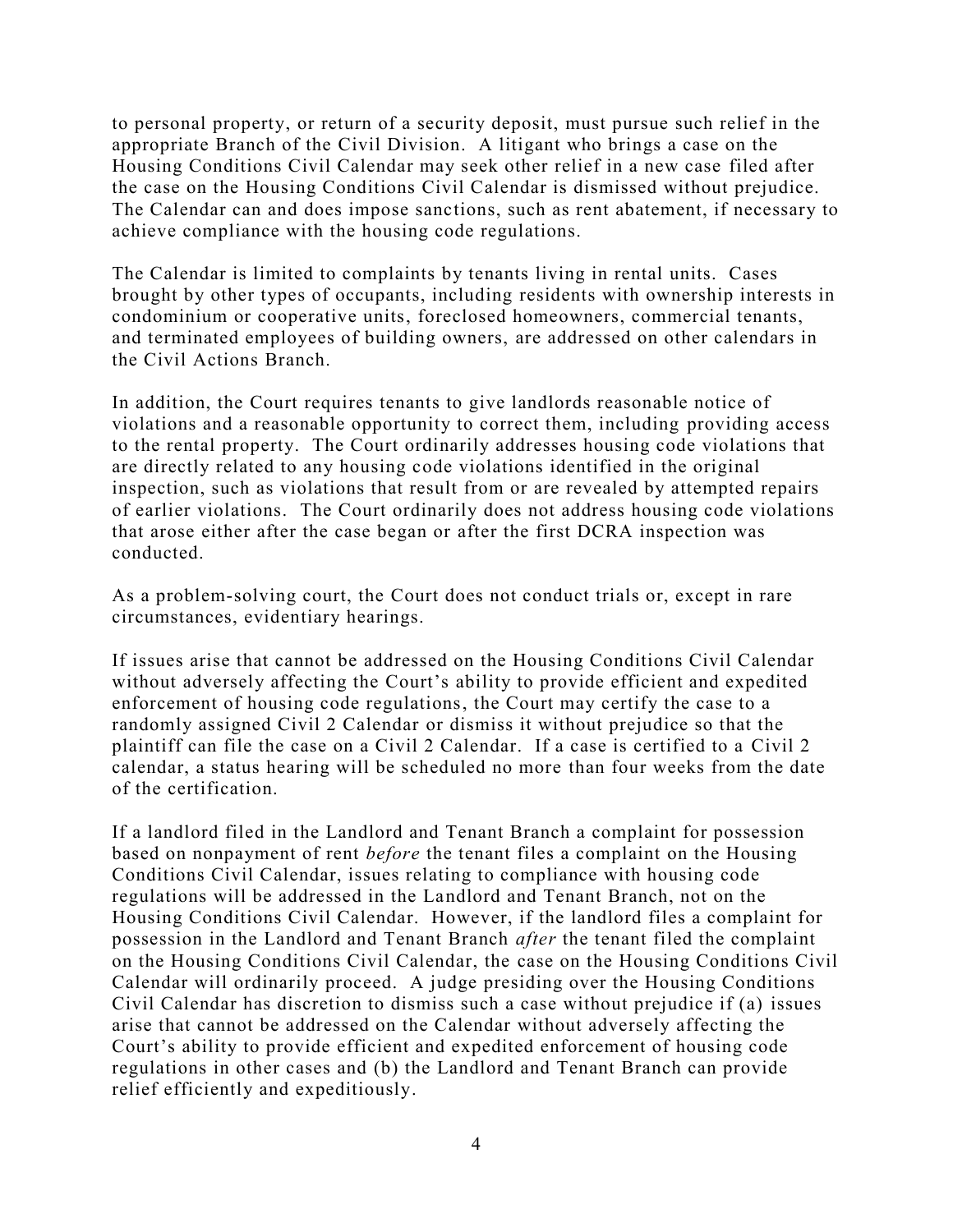to personal property, or return of a security deposit, must pursue such relief in the appropriate Branch of the Civil Division. A litigant who brings a case on the Housing Conditions Civil Calendar may seek other relief in a new case filed after the case on the Housing Conditions Civil Calendar is dismissed without prejudice. The Calendar can and does impose sanctions, such as rent abatement, if necessary to achieve compliance with the housing code regulations.

The Calendar is limited to complaints by tenants living in rental units. Cases brought by other types of occupants, including residents with ownership interests in condominium or cooperative units, foreclosed homeowners, commercial tenants, and terminated employees of building owners, are addressed on other calendars in the Civil Actions Branch.

In addition, the Court requires tenants to give landlords reasonable notice of violations and a reasonable opportunity to correct them, including providing access to the rental property. The Court ordinarily addresses housing code violations that are directly related to any housing code violations identified in the original inspection, such as violations that result from or are revealed by attempted repairs of earlier violations. The Court ordinarily does not address housing code violations that arose either after the case began or after the first DCRA inspection was conducted.

As a problem-solving court, the Court does not conduct trials or, except in rare circumstances, evidentiary hearings.

If issues arise that cannot be addressed on the Housing Conditions Civil Calendar without adversely affecting the Court's ability to provide efficient and expedited enforcement of housing code regulations, the Court may certify the case to a randomly assigned Civil 2 Calendar or dismiss it without prejudice so that the plaintiff can file the case on a Civil 2 Calendar. If a case is certified to a Civil 2 calendar, a status hearing will be scheduled no more than four weeks from the date of the certification.

If a landlord filed in the Landlord and Tenant Branch a complaint for possession based on nonpayment of rent *before* the tenant files a complaint on the Housing Conditions Civil Calendar, issues relating to compliance with housing code regulations will be addressed in the Landlord and Tenant Branch, not on the Housing Conditions Civil Calendar. However, if the landlord files a complaint for possession in the Landlord and Tenant Branch *after* the tenant filed the complaint on the Housing Conditions Civil Calendar, the case on the Housing Conditions Civil Calendar will ordinarily proceed. A judge presiding over the Housing Conditions Civil Calendar has discretion to dismiss such a case without prejudice if (a) issues arise that cannot be addressed on the Calendar without adversely affecting the Court's ability to provide efficient and expedited enforcement of housing code regulations in other cases and (b) the Landlord and Tenant Branch can provide relief efficiently and expeditiously.